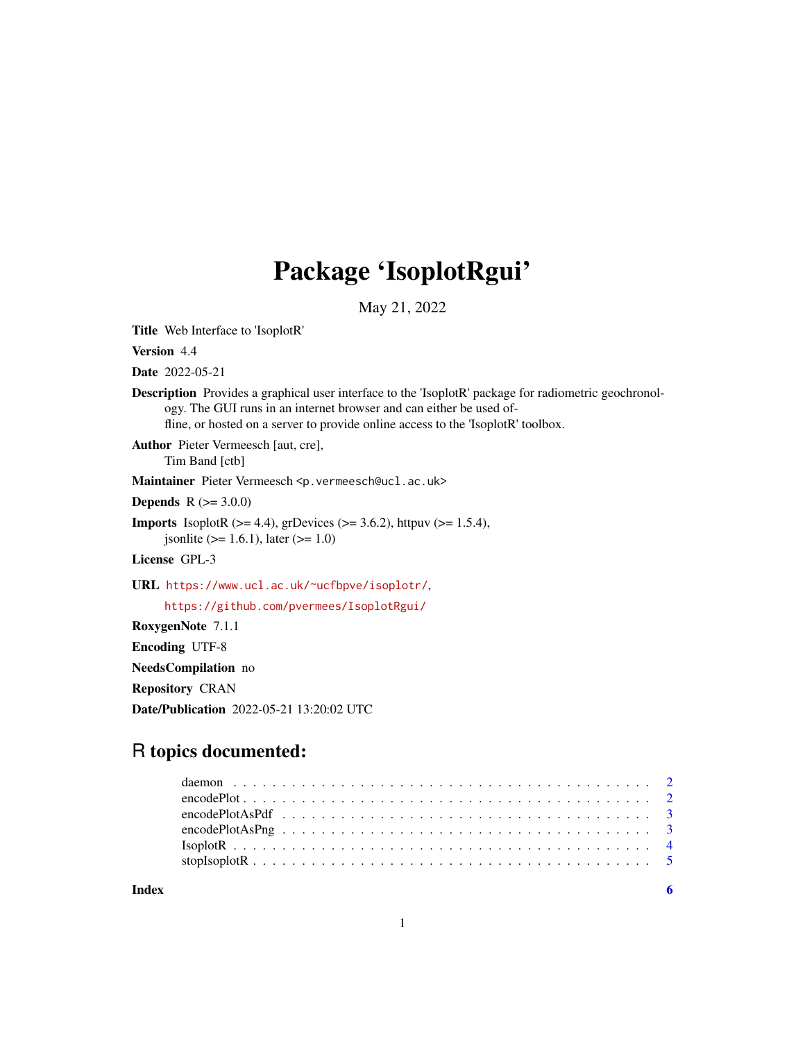# Package 'IsoplotRgui'

May 21, 2022

**Title** Web Interface to 'IsoplotR'

**Version** 4.4

**Date** 2022-05-21

**Description** Provides a graphical user interface to the 'IsoplotR' package for radiometric geochronology. The GUI runs in an internet browser and can either be used offline, or hosted on a server to provide online access to the 'IsoplotR' toolbox.

**Author** Pieter Vermeesch [aut, cre],
Tim Band [ctb]

**Maintainer** Pieter Vermeesch <p.vermeesch@ucl.ac.uk>

**Depends** R (>= 3.0.0)

**Imports** IsoplotR (>= 4.4), grDevices (>= 3.6.2), httpuv (>= 1.5.4), jsonlite (>= 1.6.1), later (>= 1.0)

**License** GPL-3

**URL** https://www.ucl.ac.uk/~ucfbpve/isoplotr/,
https://github.com/pvermees/IsoplotRgui/

**RoxygenNote** 7.1.1

**Encoding** UTF-8

**NeedsCompilation** no

**Repository** CRAN

**Date/Publication** 2022-05-21 13:20:02 UTC

## R topics documented:

| | |
|---|---|
| daemon | 2 |
| encodePlot | 2 |
| encodePlotAsPdf | 3 |
| encodePlotAsPng | 3 |
| IsoplotR | 4 |
| stopIsoplotR | 5 |
| **Index** | **6** |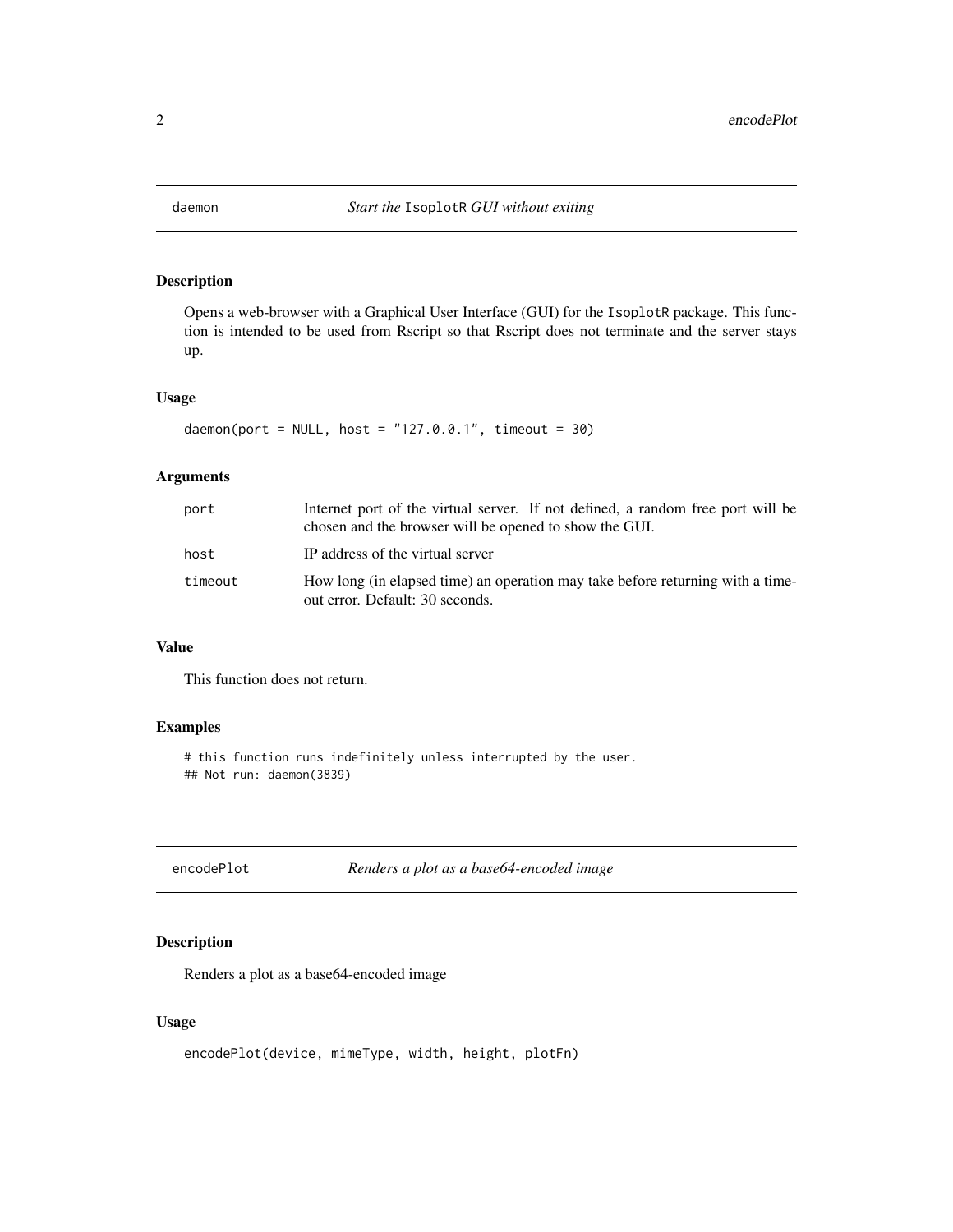## daemon — *Start the* `IsoplotR` *GUI without exiting*

### Description

Opens a web-browser with a Graphical User Interface (GUI) for the `IsoplotR` package. This function is intended to be used from Rscript so that Rscript does not terminate and the server stays up.

### Usage

```
daemon(port = NULL, host = "127.0.0.1", timeout = 30)
```

### Arguments

| | |
|---|---|
| `port` | Internet port of the virtual server. If not defined, a random free port will be chosen and the browser will be opened to show the GUI. |
| `host` | IP address of the virtual server |
| `timeout` | How long (in elapsed time) an operation may take before returning with a timeout error. Default: 30 seconds. |

### Value

This function does not return.

### Examples

```
# this function runs indefinitely unless interrupted by the user.
## Not run: daemon(3839)
```

## encodePlot — *Renders a plot as a base64-encoded image*

### Description

Renders a plot as a base64-encoded image

### Usage

```
encodePlot(device, mimeType, width, height, plotFn)
```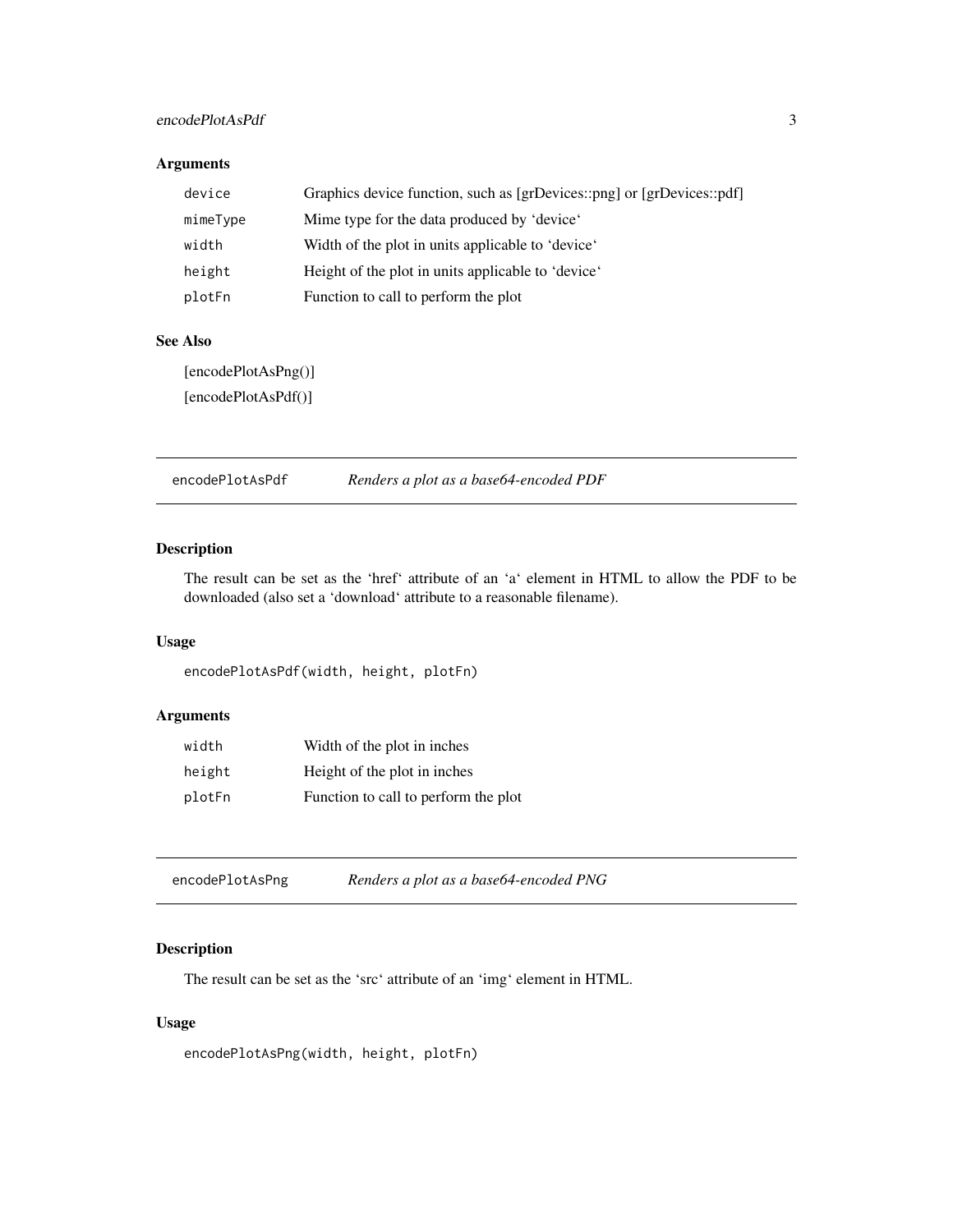### Arguments

| | |
|---|---|
| `device` | Graphics device function, such as [grDevices::png] or [grDevices::pdf] |
| `mimeType` | Mime type for the data produced by ‘device‘ |
| `width` | Width of the plot in units applicable to ‘device‘ |
| `height` | Height of the plot in units applicable to ‘device‘ |
| `plotFn` | Function to call to perform the plot |

### See Also

[encodePlotAsPng()]

[encodePlotAsPdf()]

---

## `encodePlotAsPdf` *Renders a plot as a base64-encoded PDF*

### Description

The result can be set as the ‘href‘ attribute of an ‘a‘ element in HTML to allow the PDF to be downloaded (also set a ‘download‘ attribute to a reasonable filename).

### Usage

```
encodePlotAsPdf(width, height, plotFn)
```

### Arguments

| | |
|---|---|
| `width` | Width of the plot in inches |
| `height` | Height of the plot in inches |
| `plotFn` | Function to call to perform the plot |

---

## `encodePlotAsPng` *Renders a plot as a base64-encoded PNG*

### Description

The result can be set as the ‘src‘ attribute of an ‘img‘ element in HTML.

### Usage

```
encodePlotAsPng(width, height, plotFn)
```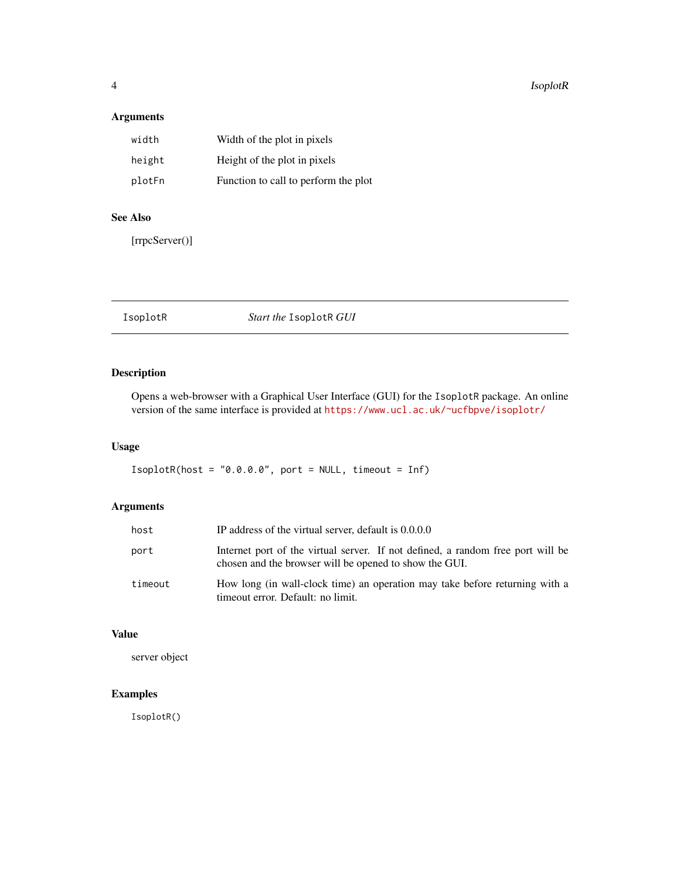### Arguments

| | |
|---|---|
| `width` | Width of the plot in pixels |
| `height` | Height of the plot in pixels |
| `plotFn` | Function to call to perform the plot |

### See Also

[rrpcServer()]

---

## IsoplotR — *Start the* `IsoplotR` *GUI*

---

### Description

Opens a web-browser with a Graphical User Interface (GUI) for the `IsoplotR` package. An online version of the same interface is provided at https://www.ucl.ac.uk/~ucfbpve/isoplotr/

### Usage

```
IsoplotR(host = "0.0.0.0", port = NULL, timeout = Inf)
```

### Arguments

| | |
|---|---|
| `host` | IP address of the virtual server, default is 0.0.0.0 |
| `port` | Internet port of the virtual server. If not defined, a random free port will be chosen and the browser will be opened to show the GUI. |
| `timeout` | How long (in wall-clock time) an operation may take before returning with a timeout error. Default: no limit. |

### Value

server object

### Examples

```
IsoplotR()
```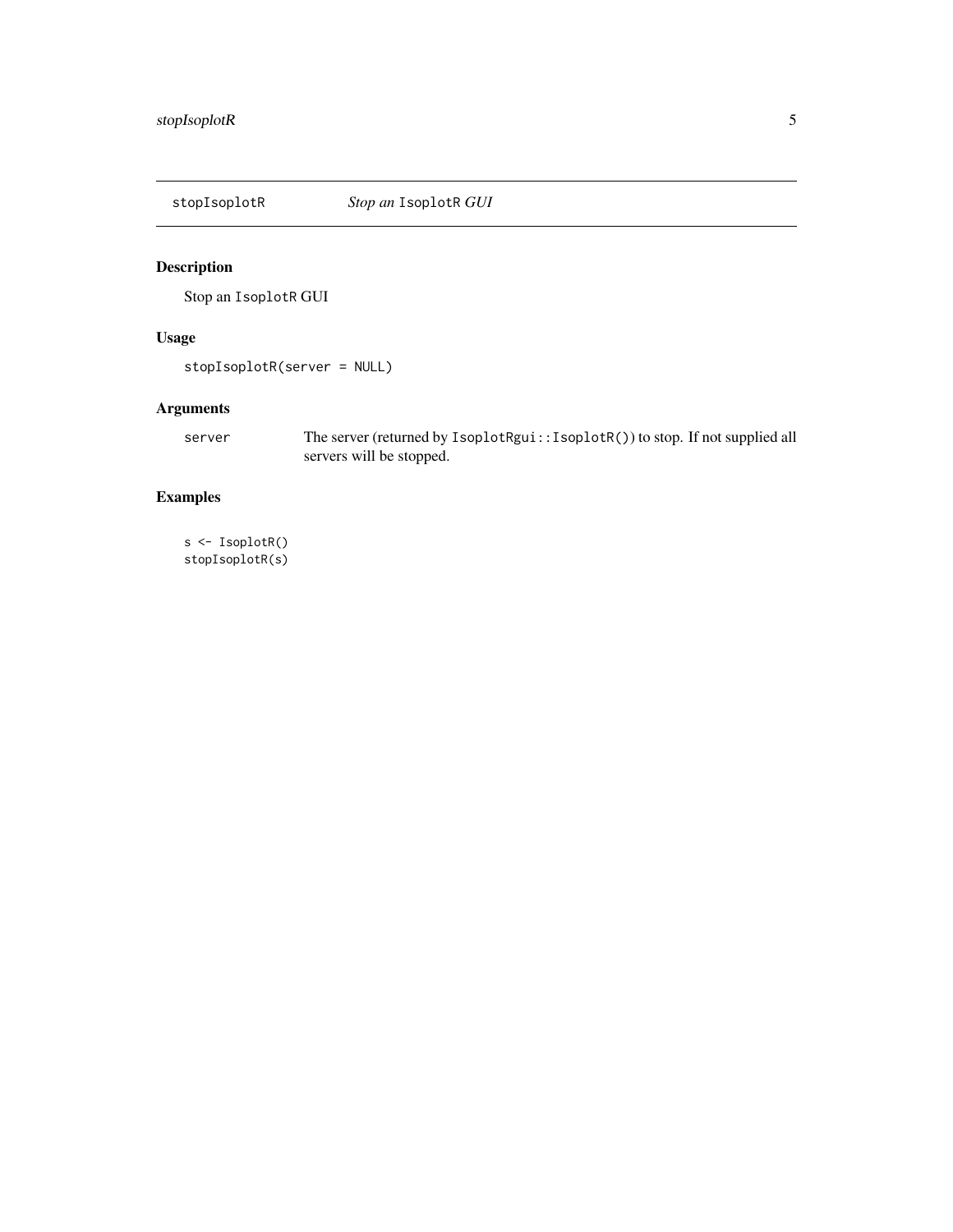## stopIsoplotR *Stop an* `IsoplotR` *GUI*

### Description

Stop an `IsoplotR` GUI

### Usage

```
stopIsoplotR(server = NULL)
```

### Arguments

| | |
|---|---|
| server | The server (returned by `IsoplotRgui::IsoplotR()`) to stop. If not supplied all servers will be stopped. |

### Examples

```
s <- IsoplotR()
stopIsoplotR(s)
```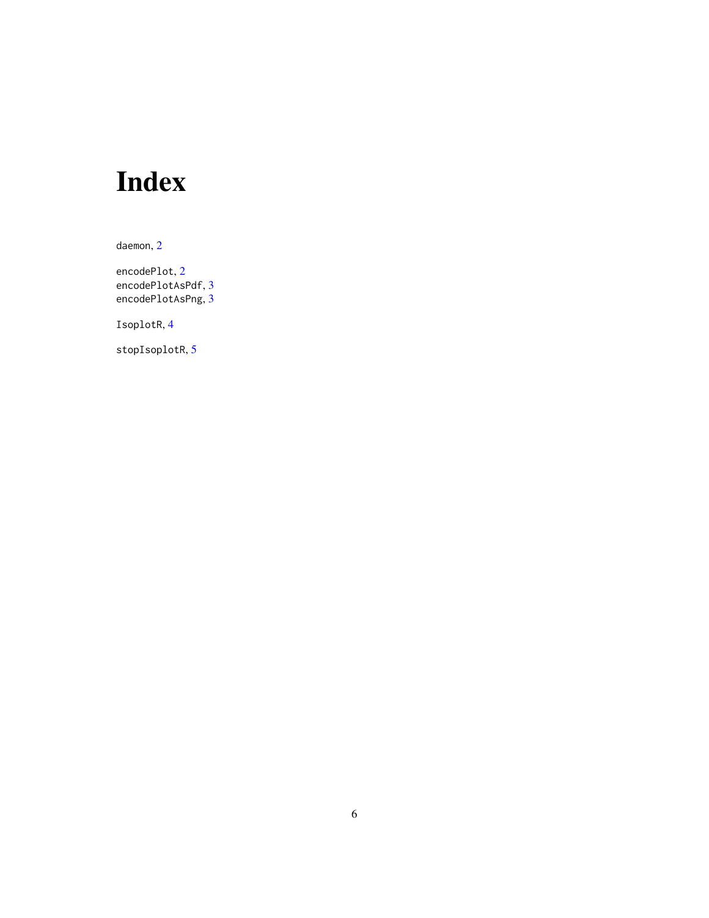# Index

daemon, 2

encodePlot, 2
encodePlotAsPdf, 3
encodePlotAsPng, 3

IsoplotR, 4

stopIsoplotR, 5